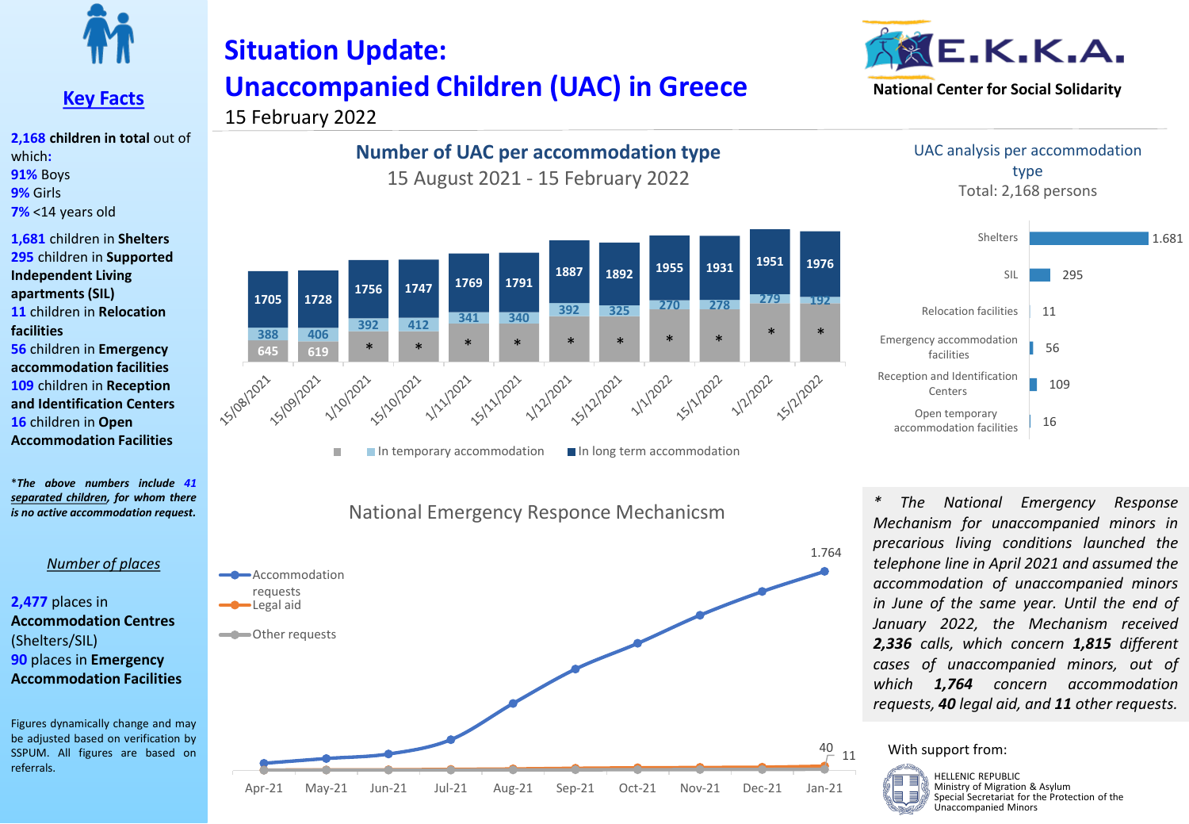# Situation Update: Unaccompanied Children (UAC) in Greece

15 February 2022

E.K.K.A. National Center for Social Solidarity

## Key Facts

**2,168** **children in total** out of which:

**91%** Boys
**9%** Girls
**7%** <14 years old

**1,681** children in **Shelters**
**295** children in **Supported Independent Living apartments (SIL)**
**11** children in **Relocation facilities**
**56** children in **Emergency accommodation facilities**
**109** children in **Reception and Identification Centers**
**16** children in **Open Accommodation Facilities**

****The above numbers include 41 separated children, for whom there is no active accommodation request.***

*Number of places*

**2,477** places in **Accommodation Centres** (Shelters/SIL)
**90** places in **Emergency Accommodation Facilities**

Figures dynamically change and may be adjusted based on verification by SSPUM. All figures are based on referrals.

## Number of UAC per accommodation type

15 August 2021 - 15 February 2022

| Date | (grey) | In temporary accommodation | In long term accommodation |
|---|---|---|---|
| 15/08/2021 | 645 | 388 | 1705 |
| 15/09/2021 | 619 | 406 | 1728 |
| 1/10/2021 | * | 392 | 1756 |
| 15/10/2021 | * | 412 | 1747 |
| 1/11/2021 | * | 341 | 1769 |
| 15/11/2021 | * | 340 | 1791 |
| 1/12/2021 | * | 392 | 1887 |
| 15/12/2021 | * | 325 | 1892 |
| 1/1/2022 | * | 270 | 1955 |
| 15/1/2022 | * | 278 | 1931 |
| 1/2/2022 | * | 279 | 1951 |
| 15/2/2022 | * | 192 | 1976 |

## UAC analysis per accommodation type

Total: 2,168 persons

| Accommodation type | Persons |
|---|---|
| Shelters | 1.681 |
| SIL | 295 |
| Relocation facilities | 11 |
| Emergency accommodation facilities | 56 |
| Reception and Identification Centers | 109 |
| Open temporary accommodation facilities | 16 |

## National Emergency Responce Mechanicsm

Chart: Accommodation requests, Legal aid, Other requests (Apr-21 to Jan-21). Accommodation requests reach 1.764; Legal aid 40; Other requests 11.

*\* The National Emergency Response Mechanism for unaccompanied minors in precarious living conditions launched the telephone line in April 2021 and assumed the accommodation of unaccompanied minors in June of the same year. Until the end of January 2022, the Mechanism received **2,336** calls, which concern **1,815** different cases of unaccompanied minors, out of which **1,764** concern accommodation requests, **40** legal aid, and **11** other requests.*

With support from:

HELLENIC REPUBLIC
Ministry of Migration & Asylum
Special Secretariat for the Protection of the Unaccompanied Minors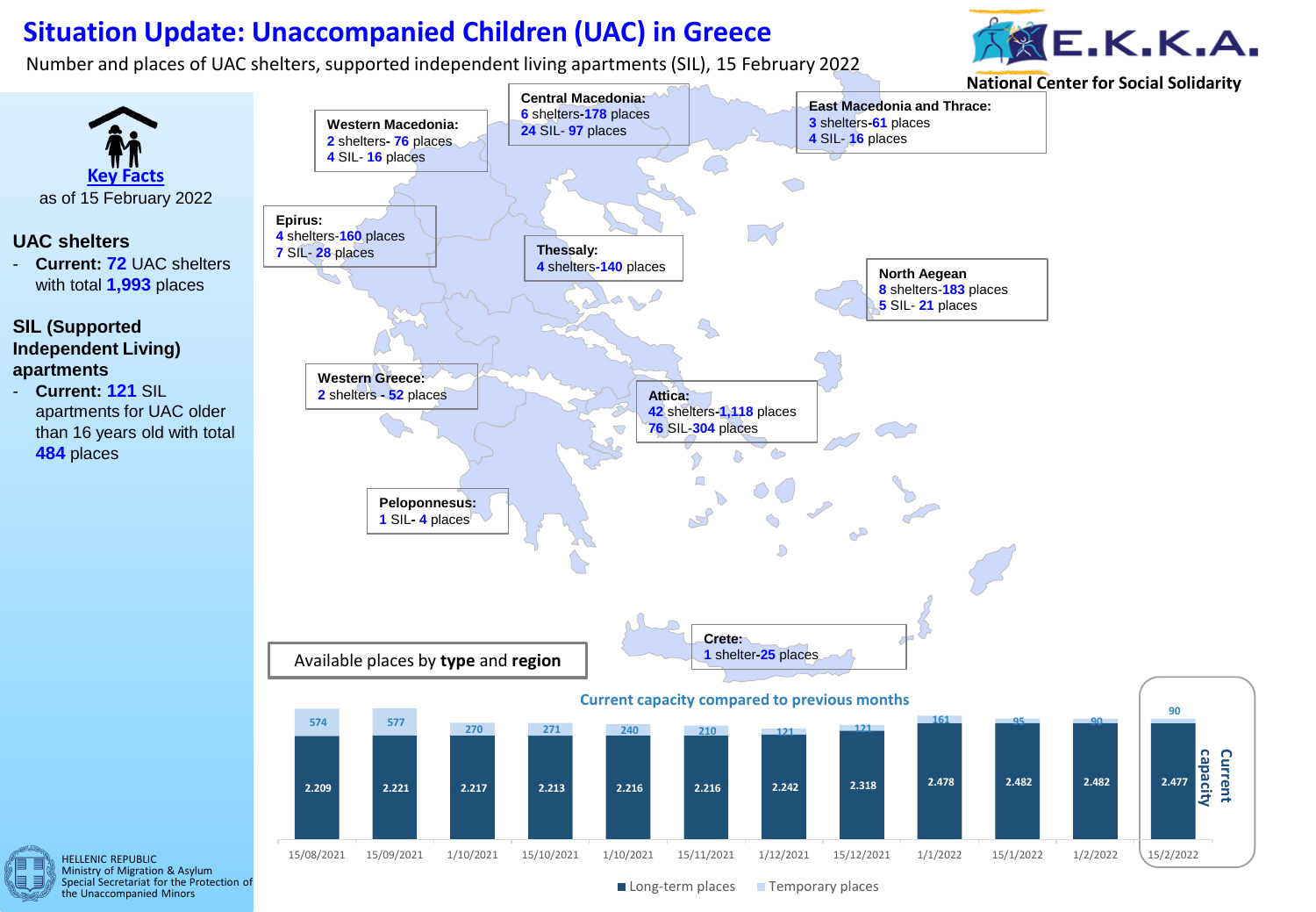# Situation Update: Unaccompanied Children (UAC) in Greece

Number and places of UAC shelters, supported independent living apartments (SIL), 15 February 2022

E.K.K.A.
National Center for Social Solidarity

## Key Facts

as of 15 February 2022

### UAC shelters

- **Current: 72** UAC shelters with total **1,993** places

### SIL (Supported Independent Living) apartments

- **Current: 121** SIL apartments for UAC older than 16 years old with total **484** places

**Western Macedonia:**
2 shelters- 76 places
4 SIL- 16 places

**Central Macedonia:**
6 shelters-178 places
24 SIL- 97 places

**East Macedonia and Thrace:**
3 shelters-61 places
4 SIL- 16 places

**Epirus:**
4 shelters-160 places
7 SIL- 28 places

**Thessaly:**
4 shelters-140 places

**North Aegean**
8 shelters-183 places
5 SIL- 21 places

**Western Greece:**
2 shelters - 52 places

**Attica:**
42 shelters-1,118 places
76 SIL-304 places

**Peloponnesus:**
1 SIL- 4 places

**Crete:**
1 shelter-25 places

Available places by **type** and **region**

### Current capacity compared to previous months

| Date | Long-term places | Temporary places |
|---|---|---|
| 15/08/2021 | 2.209 | 574 |
| 15/09/2021 | 2.221 | 577 |
| 1/10/2021 | 2.217 | 270 |
| 15/10/2021 | 2.213 | 271 |
| 1/10/2021 | 2.216 | 240 |
| 15/11/2021 | 2.216 | 210 |
| 1/12/2021 | 2.242 | 121 |
| 15/12/2021 | 2.318 | 121 |
| 1/1/2022 | 2.478 | 161 |
| 15/1/2022 | 2.482 | 95 |
| 1/2/2022 | 2.482 | 90 |
| 15/2/2022 (Current capacity) | 2.477 | 90 |

HELLENIC REPUBLIC
Ministry of Migration & Asylum
Special Secretariat for the Protection of the Unaccompanied Minors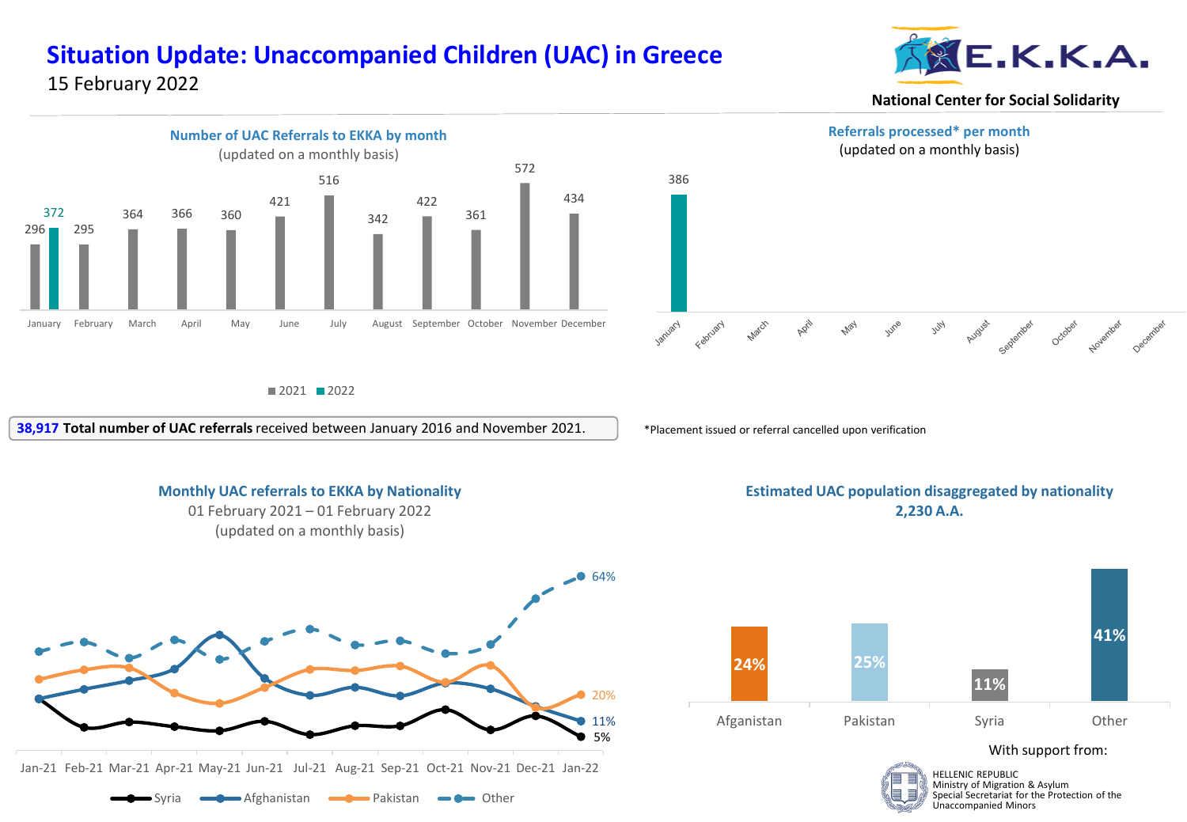# Situation Update: Unaccompanied Children (UAC) in Greece

15 February 2022

E.K.K.A.

National Center for Social Solidarity

## Number of UAC Referrals to EKKA by month

(updated on a monthly basis)

January 296, 372
February 295
March 364
April 366
May 360
June 421
July 516
August 342
September 422
October 361
November 572
December 434

2021 | 2022

**38,917 Total number of UAC referrals** received between January 2016 and November 2021.

## Referrals processed* per month

(updated on a monthly basis)

386

January, February, March, April, May, June, July, August, September, October, November, December

*Placement issued or referral cancelled upon verification

## Monthly UAC referrals to EKKA by Nationality

01 February 2021 – 01 February 2022

(updated on a monthly basis)

64%
20%
11%
5%

Jan-21, Feb-21, Mar-21, Apr-21, May-21, Jun-21, Jul-21, Aug-21, Sep-21, Oct-21, Nov-21, Dec-21, Jan-22

Syria | Afghanistan | Pakistan | Other

## Estimated UAC population disaggregated by nationality 2,230 A.A.

Afganistan 24%
Pakistan 25%
Syria 11%
Other 41%

With support from:

HELLENIC REPUBLIC
Ministry of Migration & Asylum
Special Secretariat for the Protection of the Unaccompanied Minors